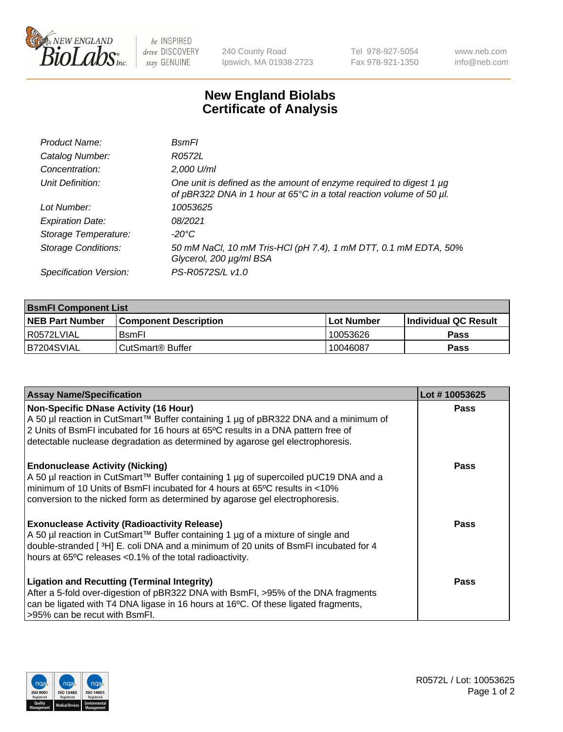# New England Biolabs
# Certificate of Analysis

| | |
|---|---|
| *Product Name:* | *BsmFI* |
| *Catalog Number:* | *R0572L* |
| *Concentration:* | *2,000 U/ml* |
| *Unit Definition:* | *One unit is defined as the amount of enzyme required to digest 1 µg of pBR322 DNA in 1 hour at 65°C in a total reaction volume of 50 µl.* |
| *Lot Number:* | *10053625* |
| *Expiration Date:* | *08/2021* |
| *Storage Temperature:* | *-20°C* |
| *Storage Conditions:* | *50 mM NaCl, 10 mM Tris-HCl (pH 7.4), 1 mM DTT, 0.1 mM EDTA, 50% Glycerol, 200 µg/ml BSA* |
| *Specification Version:* | *PS-R0572S/L v1.0* |

| **BsmFI Component List** | | | |
|---|---|---|---|
| **NEB Part Number** | **Component Description** | **Lot Number** | **Individual QC Result** |
| R0572LVIAL | BsmFI | 10053626 | **Pass** |
| B7204SVIAL | CutSmart® Buffer | 10046087 | **Pass** |

| **Assay Name/Specification** | **Lot # 10053625** |
|---|---|
| **Non-Specific DNase Activity (16 Hour)** A 50 µl reaction in CutSmart™ Buffer containing 1 µg of pBR322 DNA and a minimum of 2 Units of BsmFI incubated for 16 hours at 65ºC results in a DNA pattern free of detectable nuclease degradation as determined by agarose gel electrophoresis. | **Pass** |
| **Endonuclease Activity (Nicking)** A 50 µl reaction in CutSmart™ Buffer containing 1 µg of supercoiled pUC19 DNA and a minimum of 10 Units of BsmFI incubated for 4 hours at 65ºC results in <10% conversion to the nicked form as determined by agarose gel electrophoresis. | **Pass** |
| **Exonuclease Activity (Radioactivity Release)** A 50 µl reaction in CutSmart™ Buffer containing 1 µg of a mixture of single and double-stranded [ $^{3}$H] E. coli DNA and a minimum of 20 units of BsmFI incubated for 4 hours at 65ºC releases <0.1% of the total radioactivity. | **Pass** |
| **Ligation and Recutting (Terminal Integrity)** After a 5-fold over-digestion of pBR322 DNA with BsmFI, >95% of the DNA fragments can be ligated with T4 DNA ligase in 16 hours at 16ºC. Of these ligated fragments, >95% can be recut with BsmFI. | **Pass** |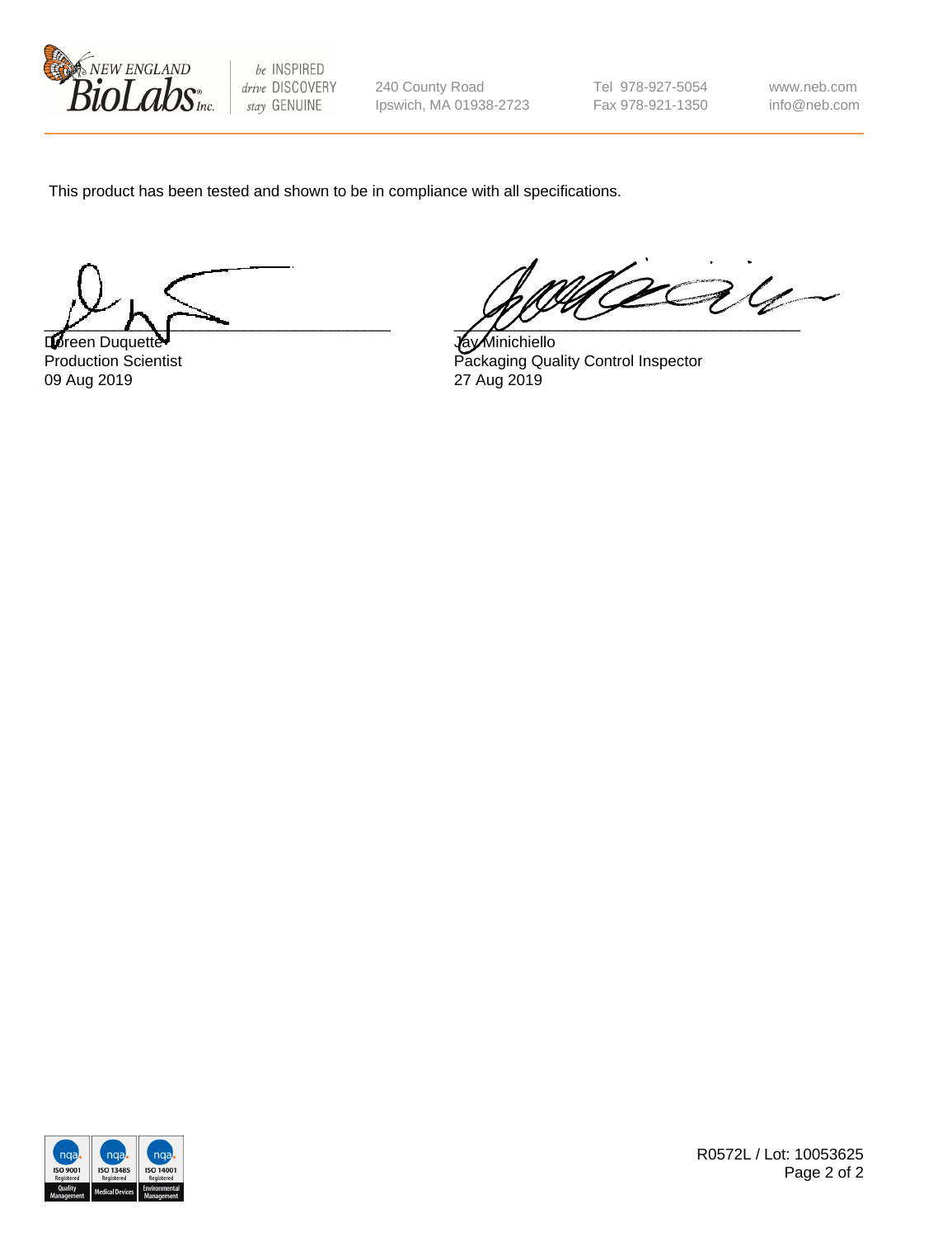This product has been tested and shown to be in compliance with all specifications.

Doreen Duquette
Production Scientist
09 Aug 2019

Jay Minichiello
Packaging Quality Control Inspector
27 Aug 2019

R0572L / Lot: 10053625